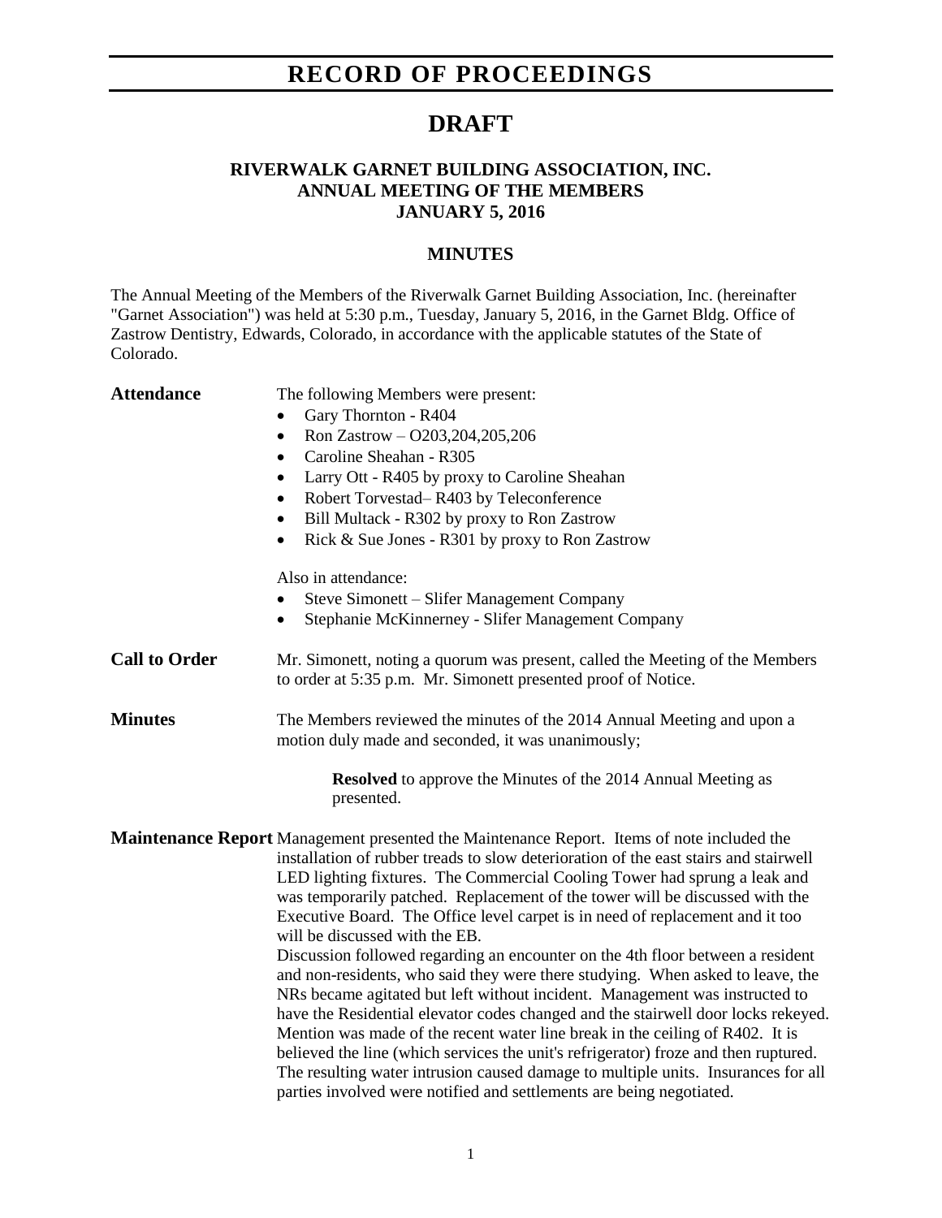# RECORD OF PROCEEDINGS

# DRAFT

### RIVERWALK GARNET BUILDING ASSOCIATION, INC.
### ANNUAL MEETING OF THE MEMBERS
### JANUARY 5, 2016

### MINUTES

The Annual Meeting of the Members of the Riverwalk Garnet Building Association, Inc. (hereinafter "Garnet Association") was held at 5:30 p.m., Tuesday, January 5, 2016, in the Garnet Bldg. Office of Zastrow Dentistry, Edwards, Colorado, in accordance with the applicable statutes of the State of Colorado.

**Attendance**

The following Members were present:

- Gary Thornton - R404
- Ron Zastrow – O203,204,205,206
- Caroline Sheahan - R305
- Larry Ott - R405 by proxy to Caroline Sheahan
- Robert Torvestad– R403 by Teleconference
- Bill Multack - R302 by proxy to Ron Zastrow
- Rick & Sue Jones - R301 by proxy to Ron Zastrow

Also in attendance:

- Steve Simonett – Slifer Management Company
- Stephanie McKinnerney - Slifer Management Company

**Call to Order**

Mr. Simonett, noting a quorum was present, called the Meeting of the Members to order at 5:35 p.m. Mr. Simonett presented proof of Notice.

**Minutes**

The Members reviewed the minutes of the 2014 Annual Meeting and upon a motion duly made and seconded, it was unanimously;

> **Resolved** to approve the Minutes of the 2014 Annual Meeting as presented.

**Maintenance Report**

Management presented the Maintenance Report. Items of note included the installation of rubber treads to slow deterioration of the east stairs and stairwell LED lighting fixtures. The Commercial Cooling Tower had sprung a leak and was temporarily patched. Replacement of the tower will be discussed with the Executive Board. The Office level carpet is in need of replacement and it too will be discussed with the EB.

Discussion followed regarding an encounter on the 4th floor between a resident and non-residents, who said they were there studying. When asked to leave, the NRs became agitated but left without incident. Management was instructed to have the Residential elevator codes changed and the stairwell door locks rekeyed. Mention was made of the recent water line break in the ceiling of R402. It is believed the line (which services the unit's refrigerator) froze and then ruptured. The resulting water intrusion caused damage to multiple units. Insurances for all parties involved were notified and settlements are being negotiated.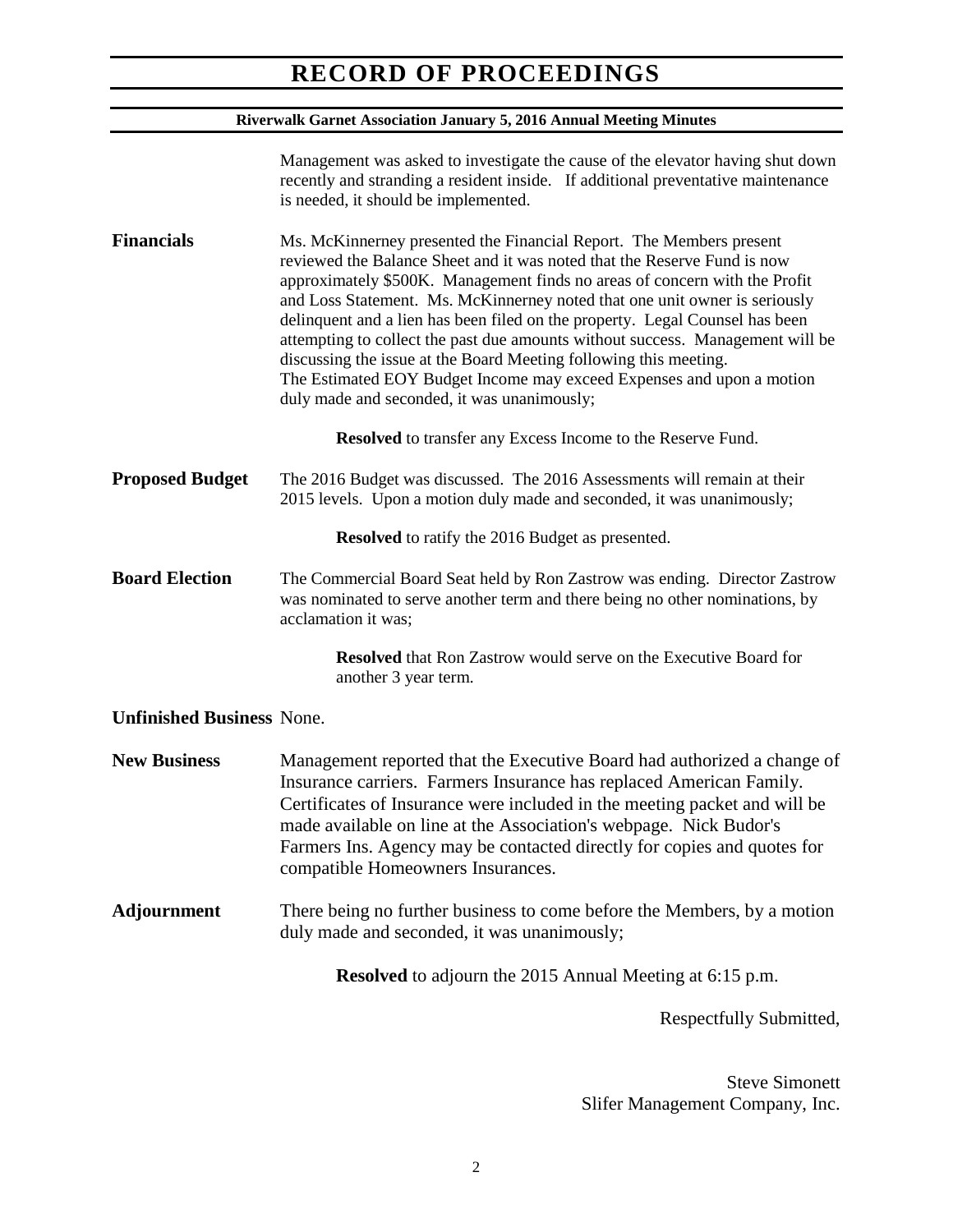# RECORD OF PROCEEDINGS

**Riverwalk Garnet Association January 5, 2016 Annual Meeting Minutes**

Management was asked to investigate the cause of the elevator having shut down recently and stranding a resident inside. If additional preventative maintenance is needed, it should be implemented.

**Financials** Ms. McKinnerney presented the Financial Report. The Members present reviewed the Balance Sheet and it was noted that the Reserve Fund is now approximately $500K. Management finds no areas of concern with the Profit and Loss Statement. Ms. McKinnerney noted that one unit owner is seriously delinquent and a lien has been filed on the property. Legal Counsel has been attempting to collect the past due amounts without success. Management will be discussing the issue at the Board Meeting following this meeting.
The Estimated EOY Budget Income may exceed Expenses and upon a motion duly made and seconded, it was unanimously;

**Resolved** to transfer any Excess Income to the Reserve Fund.

**Proposed Budget** The 2016 Budget was discussed. The 2016 Assessments will remain at their 2015 levels. Upon a motion duly made and seconded, it was unanimously;

**Resolved** to ratify the 2016 Budget as presented.

**Board Election** The Commercial Board Seat held by Ron Zastrow was ending. Director Zastrow was nominated to serve another term and there being no other nominations, by acclamation it was;

**Resolved** that Ron Zastrow would serve on the Executive Board for another 3 year term.

**Unfinished Business** None.

**New Business** Management reported that the Executive Board had authorized a change of Insurance carriers. Farmers Insurance has replaced American Family. Certificates of Insurance were included in the meeting packet and will be made available on line at the Association's webpage. Nick Budor's Farmers Ins. Agency may be contacted directly for copies and quotes for compatible Homeowners Insurances.

**Adjournment** There being no further business to come before the Members, by a motion duly made and seconded, it was unanimously;

**Resolved** to adjourn the 2015 Annual Meeting at 6:15 p.m.

Respectfully Submitted,

Steve Simonett
Slifer Management Company, Inc.